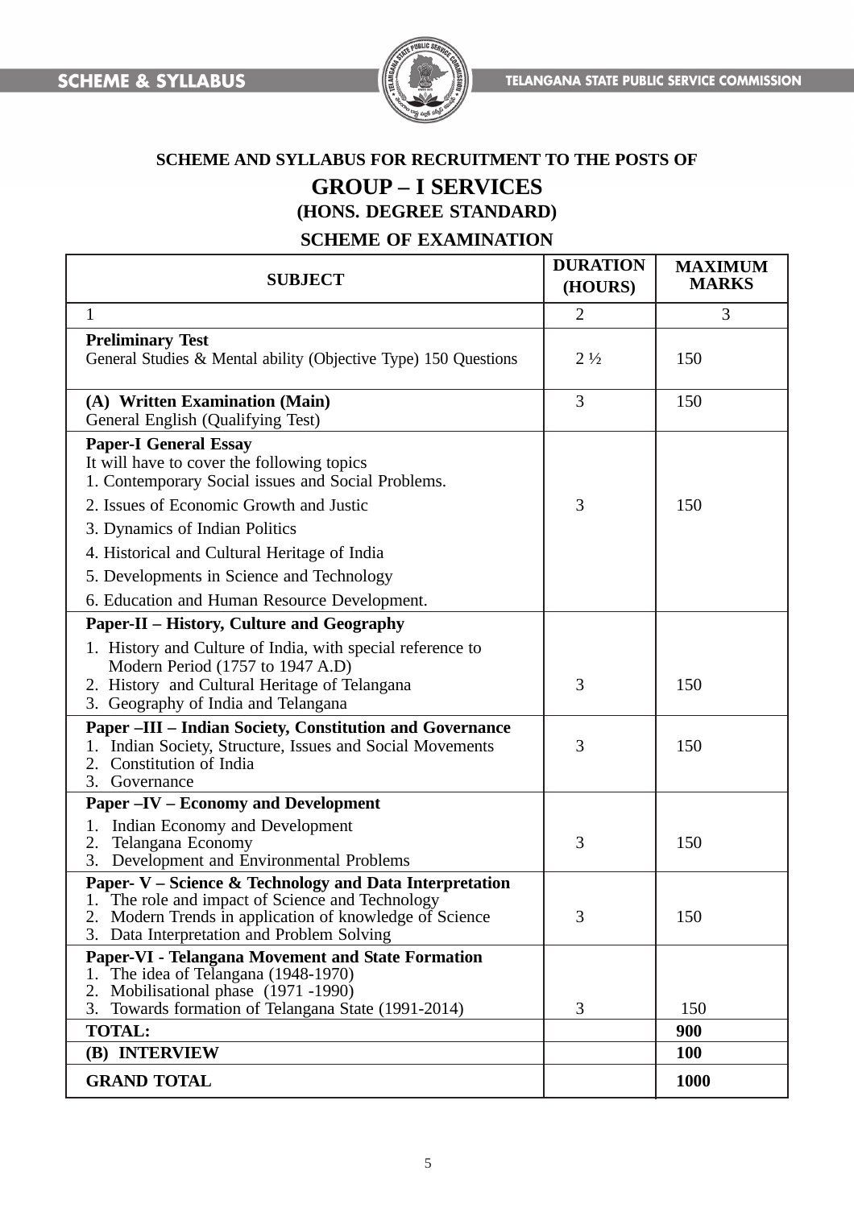**SCHEME AND SYLLABUS FOR RECRUITMENT TO THE POSTS OF**

# GROUP – I SERVICES

## (HONS. DEGREE STANDARD)

## SCHEME OF EXAMINATION

| SUBJECT | DURATION (HOURS) | MAXIMUM MARKS |
|---|---|---|
| 1 | 2 | 3 |
| **Preliminary Test**<br>General Studies & Mental ability (Objective Type) 150 Questions | 2 ½ | 150 |
| **(A) Written Examination (Main)**<br>General English (Qualifying Test) | 3 | 150 |
| **Paper-I General Essay**<br>It will have to cover the following topics<br>1. Contemporary Social issues and Social Problems.<br>2. Issues of Economic Growth and Justic<br>3. Dynamics of Indian Politics<br>4. Historical and Cultural Heritage of India<br>5. Developments in Science and Technology<br>6. Education and Human Resource Development. | 3 | 150 |
| **Paper-II – History, Culture and Geography**<br>1. History and Culture of India, with special reference to Modern Period (1757 to 1947 A.D)<br>2. History and Cultural Heritage of Telangana<br>3. Geography of India and Telangana | 3 | 150 |
| **Paper –III – Indian Society, Constitution and Governance**<br>1. Indian Society, Structure, Issues and Social Movements<br>2. Constitution of India<br>3. Governance | 3 | 150 |
| **Paper –IV – Economy and Development**<br>1. Indian Economy and Development<br>2. Telangana Economy<br>3. Development and Environmental Problems | 3 | 150 |
| **Paper- V – Science & Technology and Data Interpretation**<br>1. The role and impact of Science and Technology<br>2. Modern Trends in application of knowledge of Science<br>3. Data Interpretation and Problem Solving | 3 | 150 |
| **Paper-VI - Telangana Movement and State Formation**<br>1. The idea of Telangana (1948-1970)<br>2. Mobilisational phase (1971 -1990)<br>3. Towards formation of Telangana State (1991-2014) | 3 | 150 |
| **TOTAL:** | | **900** |
| **(B) INTERVIEW** | | **100** |
| **GRAND TOTAL** | | **1000** |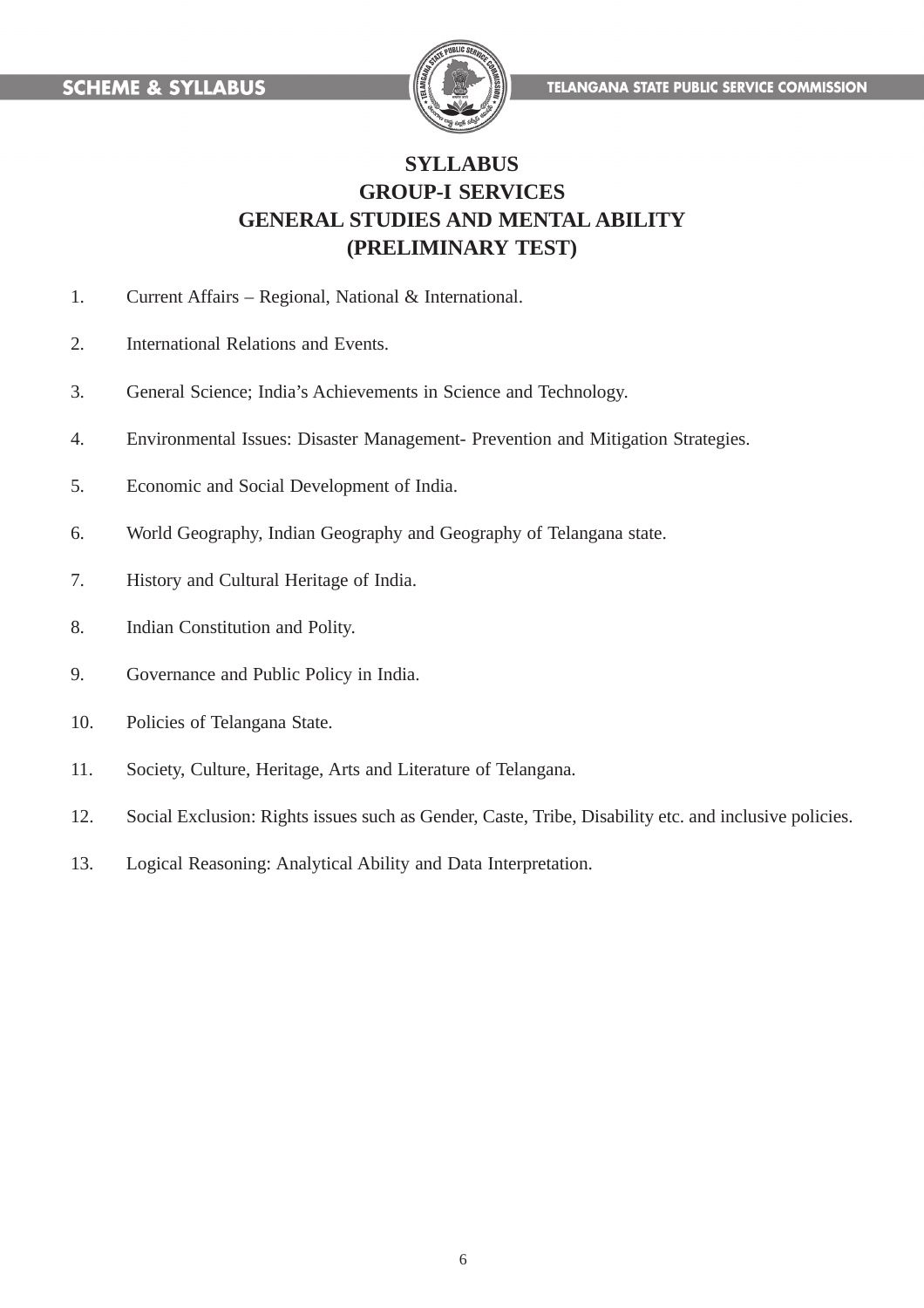# SYLLABUS
## GROUP-I SERVICES
## GENERAL STUDIES AND MENTAL ABILITY
## (PRELIMINARY TEST)

1. Current Affairs – Regional, National & International.
2. International Relations and Events.
3. General Science; India's Achievements in Science and Technology.
4. Environmental Issues: Disaster Management- Prevention and Mitigation Strategies.
5. Economic and Social Development of India.
6. World Geography, Indian Geography and Geography of Telangana state.
7. History and Cultural Heritage of India.
8. Indian Constitution and Polity.
9. Governance and Public Policy in India.
10. Policies of Telangana State.
11. Society, Culture, Heritage, Arts and Literature of Telangana.
12. Social Exclusion: Rights issues such as Gender, Caste, Tribe, Disability etc. and inclusive policies.
13. Logical Reasoning: Analytical Ability and Data Interpretation.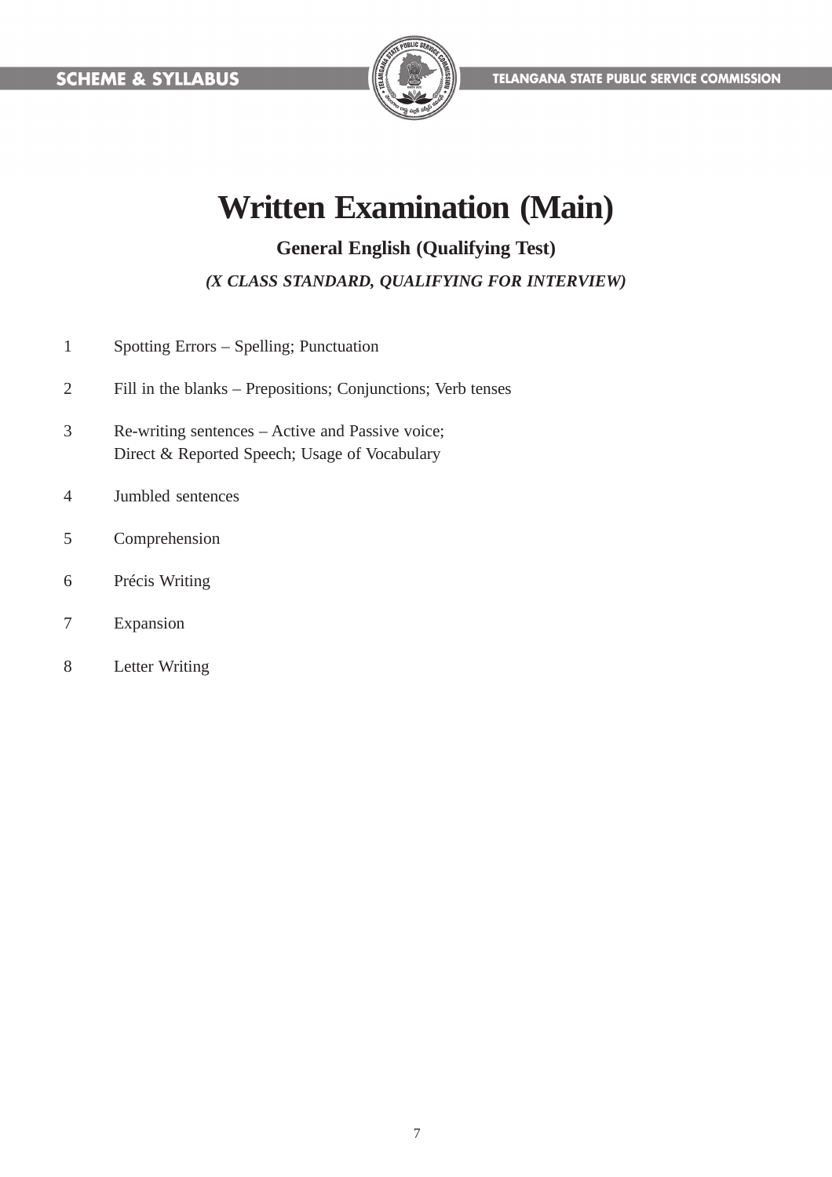# Written Examination (Main)

## General English (Qualifying Test)

***(X CLASS STANDARD, QUALIFYING FOR INTERVIEW)***

1. Spotting Errors – Spelling; Punctuation
2. Fill in the blanks – Prepositions; Conjunctions; Verb tenses
3. Re-writing sentences – Active and Passive voice; Direct & Reported Speech; Usage of Vocabulary
4. Jumbled sentences
5. Comprehension
6. Précis Writing
7. Expansion
8. Letter Writing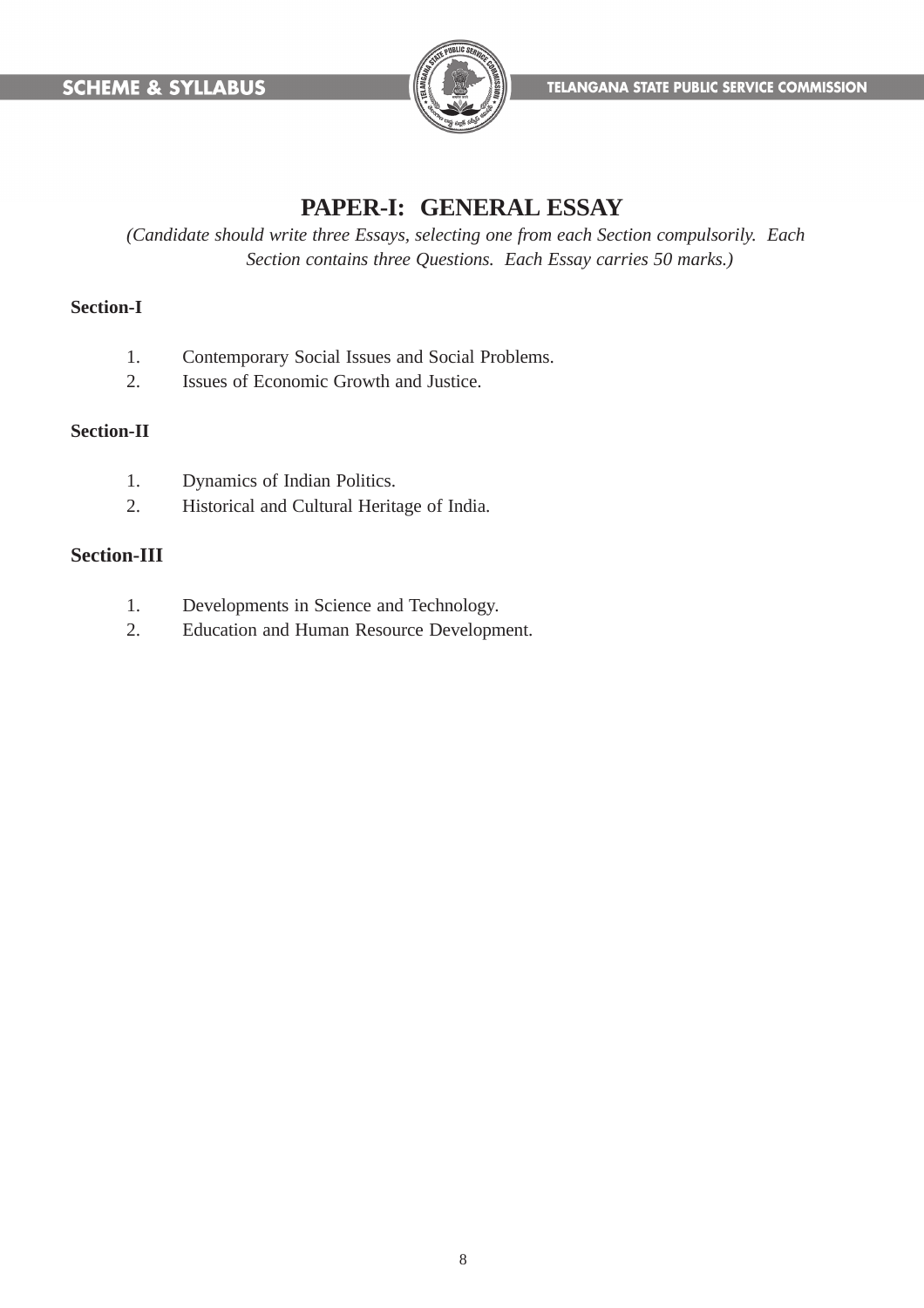# PAPER-I: GENERAL ESSAY

*(Candidate should write three Essays, selecting one from each Section compulsorily. Each Section contains three Questions. Each Essay carries 50 marks.)*

**Section-I**

1. Contemporary Social Issues and Social Problems.
2. Issues of Economic Growth and Justice.

**Section-II**

1. Dynamics of Indian Politics.
2. Historical and Cultural Heritage of India.

**Section-III**

1. Developments in Science and Technology.
2. Education and Human Resource Development.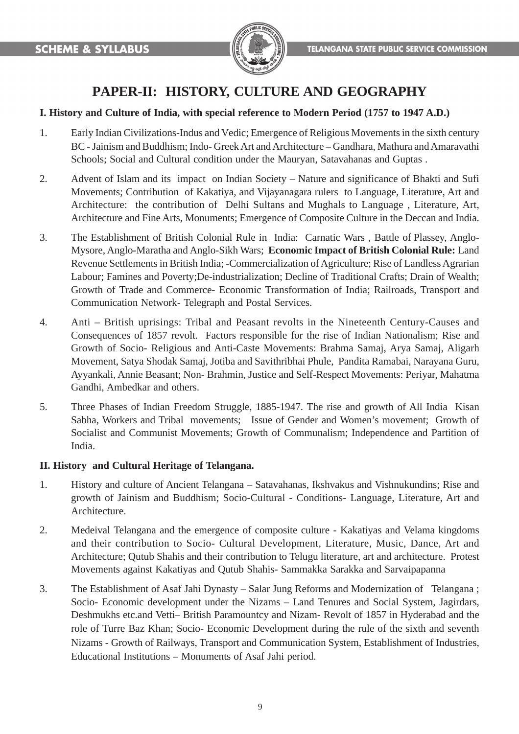# PAPER-II: HISTORY, CULTURE AND GEOGRAPHY

**I. History and Culture of India, with special reference to Modern Period (1757 to 1947 A.D.)**

1. Early Indian Civilizations-Indus and Vedic; Emergence of Religious Movements in the sixth century BC - Jainism and Buddhism; Indo- Greek Art and Architecture – Gandhara, Mathura and Amaravathi Schools; Social and Cultural condition under the Mauryan, Satavahanas and Guptas .

2. Advent of Islam and its impact on Indian Society – Nature and significance of Bhakti and Sufi Movements; Contribution of Kakatiya, and Vijayanagara rulers to Language, Literature, Art and Architecture: the contribution of Delhi Sultans and Mughals to Language , Literature, Art, Architecture and Fine Arts, Monuments; Emergence of Composite Culture in the Deccan and India.

3. The Establishment of British Colonial Rule in India: Carnatic Wars , Battle of Plassey, Anglo-Mysore, Anglo-Maratha and Anglo-Sikh Wars; **Economic Impact of British Colonial Rule:** Land Revenue Settlements in British India; -Commercialization of Agriculture; Rise of Landless Agrarian Labour; Famines and Poverty;De-industrialization; Decline of Traditional Crafts; Drain of Wealth; Growth of Trade and Commerce- Economic Transformation of India; Railroads, Transport and Communication Network- Telegraph and Postal Services.

4. Anti – British uprisings: Tribal and Peasant revolts in the Nineteenth Century-Causes and Consequences of 1857 revolt. Factors responsible for the rise of Indian Nationalism; Rise and Growth of Socio- Religious and Anti-Caste Movements: Brahma Samaj, Arya Samaj, Aligarh Movement, Satya Shodak Samaj, Jotiba and Savithribhai Phule, Pandita Ramabai, Narayana Guru, Ayyankali, Annie Beasant; Non- Brahmin, Justice and Self-Respect Movements: Periyar, Mahatma Gandhi, Ambedkar and others.

5. Three Phases of Indian Freedom Struggle, 1885-1947. The rise and growth of All India Kisan Sabha, Workers and Tribal movements; Issue of Gender and Women's movement; Growth of Socialist and Communist Movements; Growth of Communalism; Independence and Partition of India.

**II. History and Cultural Heritage of Telangana.**

1. History and culture of Ancient Telangana – Satavahanas, Ikshvakus and Vishnukundins; Rise and growth of Jainism and Buddhism; Socio-Cultural - Conditions- Language, Literature, Art and Architecture.

2. Medeival Telangana and the emergence of composite culture - Kakatiyas and Velama kingdoms and their contribution to Socio- Cultural Development, Literature, Music, Dance, Art and Architecture; Qutub Shahis and their contribution to Telugu literature, art and architecture. Protest Movements against Kakatiyas and Qutub Shahis- Sammakka Sarakka and Sarvaipapanna

3. The Establishment of Asaf Jahi Dynasty – Salar Jung Reforms and Modernization of Telangana ; Socio- Economic development under the Nizams – Land Tenures and Social System, Jagirdars, Deshmukhs etc.and Vetti– British Paramountcy and Nizam- Revolt of 1857 in Hyderabad and the role of Turre Baz Khan; Socio- Economic Development during the rule of the sixth and seventh Nizams - Growth of Railways, Transport and Communication System, Establishment of Industries, Educational Institutions – Monuments of Asaf Jahi period.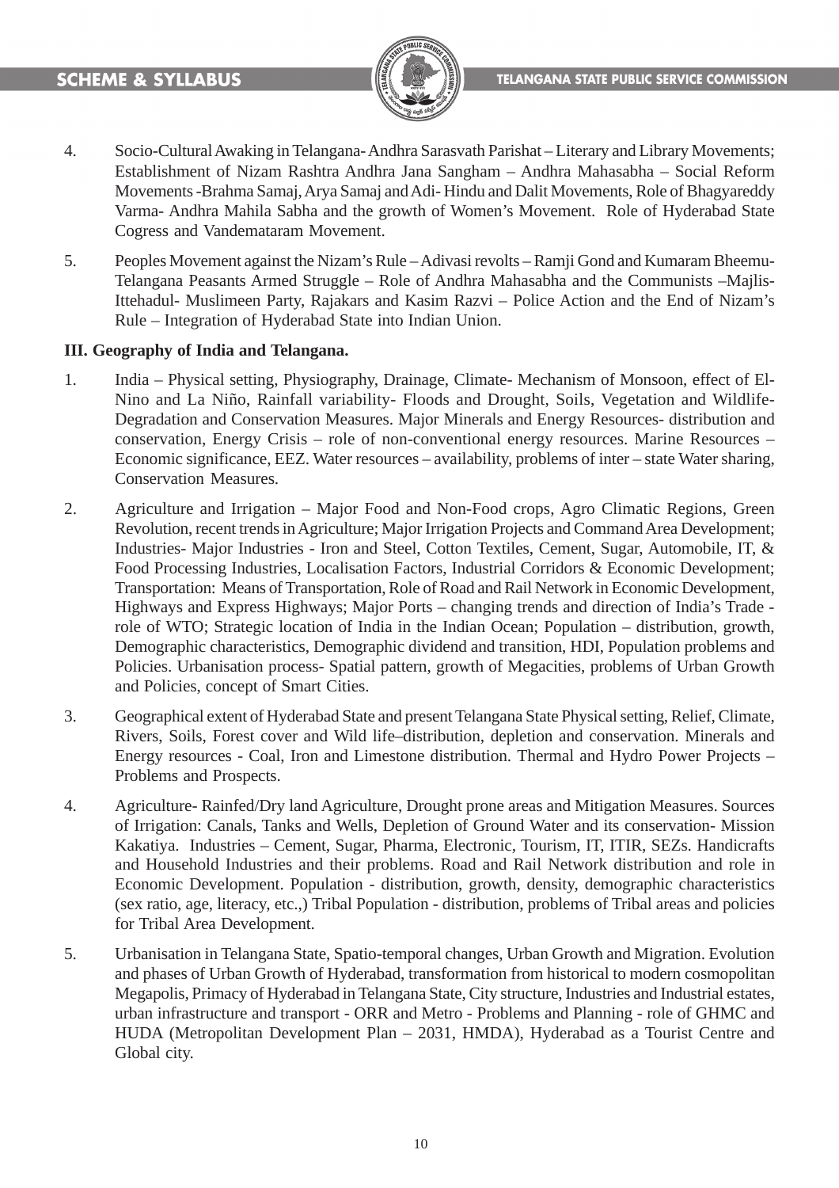4. Socio-Cultural Awaking in Telangana- Andhra Sarasvath Parishat – Literary and Library Movements; Establishment of Nizam Rashtra Andhra Jana Sangham – Andhra Mahasabha – Social Reform Movements -Brahma Samaj, Arya Samaj and Adi- Hindu and Dalit Movements, Role of Bhagyareddy Varma- Andhra Mahila Sabha and the growth of Women's Movement. Role of Hyderabad State Cogress and Vandemataram Movement.

5. Peoples Movement against the Nizam's Rule – Adivasi revolts – Ramji Gond and Kumaram Bheemu- Telangana Peasants Armed Struggle – Role of Andhra Mahasabha and the Communists –Majlis- Ittehadul- Muslimeen Party, Rajakars and Kasim Razvi – Police Action and the End of Nizam's Rule – Integration of Hyderabad State into Indian Union.

**III. Geography of India and Telangana.**

1. India – Physical setting, Physiography, Drainage, Climate- Mechanism of Monsoon, effect of El-Nino and La Niño, Rainfall variability- Floods and Drought, Soils, Vegetation and Wildlife- Degradation and Conservation Measures. Major Minerals and Energy Resources- distribution and conservation, Energy Crisis – role of non-conventional energy resources. Marine Resources – Economic significance, EEZ. Water resources – availability, problems of inter – state Water sharing, Conservation Measures.

2. Agriculture and Irrigation – Major Food and Non-Food crops, Agro Climatic Regions, Green Revolution, recent trends in Agriculture; Major Irrigation Projects and Command Area Development; Industries- Major Industries - Iron and Steel, Cotton Textiles, Cement, Sugar, Automobile, IT, & Food Processing Industries, Localisation Factors, Industrial Corridors & Economic Development; Transportation: Means of Transportation, Role of Road and Rail Network in Economic Development, Highways and Express Highways; Major Ports – changing trends and direction of India's Trade - role of WTO; Strategic location of India in the Indian Ocean; Population – distribution, growth, Demographic characteristics, Demographic dividend and transition, HDI, Population problems and Policies. Urbanisation process- Spatial pattern, growth of Megacities, problems of Urban Growth and Policies, concept of Smart Cities.

3. Geographical extent of Hyderabad State and present Telangana State Physical setting, Relief, Climate, Rivers, Soils, Forest cover and Wild life–distribution, depletion and conservation. Minerals and Energy resources - Coal, Iron and Limestone distribution. Thermal and Hydro Power Projects – Problems and Prospects.

4. Agriculture- Rainfed/Dry land Agriculture, Drought prone areas and Mitigation Measures. Sources of Irrigation: Canals, Tanks and Wells, Depletion of Ground Water and its conservation- Mission Kakatiya. Industries – Cement, Sugar, Pharma, Electronic, Tourism, IT, ITIR, SEZs. Handicrafts and Household Industries and their problems. Road and Rail Network distribution and role in Economic Development. Population - distribution, growth, density, demographic characteristics (sex ratio, age, literacy, etc.,) Tribal Population - distribution, problems of Tribal areas and policies for Tribal Area Development.

5. Urbanisation in Telangana State, Spatio-temporal changes, Urban Growth and Migration. Evolution and phases of Urban Growth of Hyderabad, transformation from historical to modern cosmopolitan Megapolis, Primacy of Hyderabad in Telangana State, City structure, Industries and Industrial estates, urban infrastructure and transport - ORR and Metro - Problems and Planning - role of GHMC and HUDA (Metropolitan Development Plan – 2031, HMDA), Hyderabad as a Tourist Centre and Global city.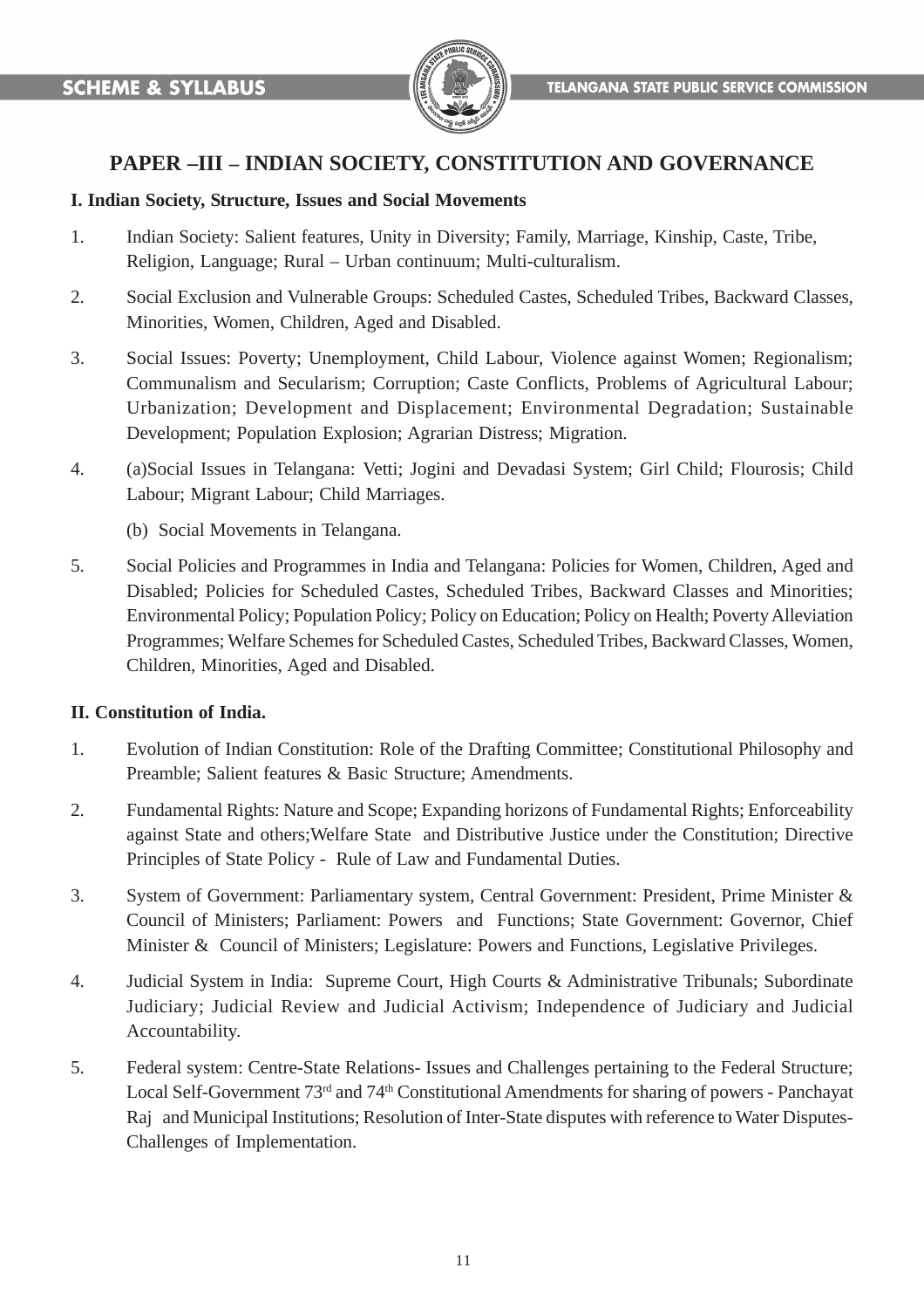## PAPER –III – INDIAN SOCIETY, CONSTITUTION AND GOVERNANCE

### I. Indian Society, Structure, Issues and Social Movements

1. Indian Society: Salient features, Unity in Diversity; Family, Marriage, Kinship, Caste, Tribe, Religion, Language; Rural – Urban continuum; Multi-culturalism.
2. Social Exclusion and Vulnerable Groups: Scheduled Castes, Scheduled Tribes, Backward Classes, Minorities, Women, Children, Aged and Disabled.
3. Social Issues: Poverty; Unemployment, Child Labour, Violence against Women; Regionalism; Communalism and Secularism; Corruption; Caste Conflicts, Problems of Agricultural Labour; Urbanization; Development and Displacement; Environmental Degradation; Sustainable Development; Population Explosion; Agrarian Distress; Migration.
4. (a)Social Issues in Telangana: Vetti; Jogini and Devadasi System; Girl Child; Flourosis; Child Labour; Migrant Labour; Child Marriages.

   (b) Social Movements in Telangana.
5. Social Policies and Programmes in India and Telangana: Policies for Women, Children, Aged and Disabled; Policies for Scheduled Castes, Scheduled Tribes, Backward Classes and Minorities; Environmental Policy; Population Policy; Policy on Education; Policy on Health; Poverty Alleviation Programmes; Welfare Schemes for Scheduled Castes, Scheduled Tribes, Backward Classes, Women, Children, Minorities, Aged and Disabled.

### II. Constitution of India.

1. Evolution of Indian Constitution: Role of the Drafting Committee; Constitutional Philosophy and Preamble; Salient features & Basic Structure; Amendments.
2. Fundamental Rights: Nature and Scope; Expanding horizons of Fundamental Rights; Enforceability against State and others;Welfare State and Distributive Justice under the Constitution; Directive Principles of State Policy - Rule of Law and Fundamental Duties.
3. System of Government: Parliamentary system, Central Government: President, Prime Minister & Council of Ministers; Parliament: Powers and Functions; State Government: Governor, Chief Minister & Council of Ministers; Legislature: Powers and Functions, Legislative Privileges.
4. Judicial System in India: Supreme Court, High Courts & Administrative Tribunals; Subordinate Judiciary; Judicial Review and Judicial Activism; Independence of Judiciary and Judicial Accountability.
5. Federal system: Centre-State Relations- Issues and Challenges pertaining to the Federal Structure; Local Self-Government 73rd and 74th Constitutional Amendments for sharing of powers - Panchayat Raj and Municipal Institutions; Resolution of Inter-State disputes with reference to Water Disputes- Challenges of Implementation.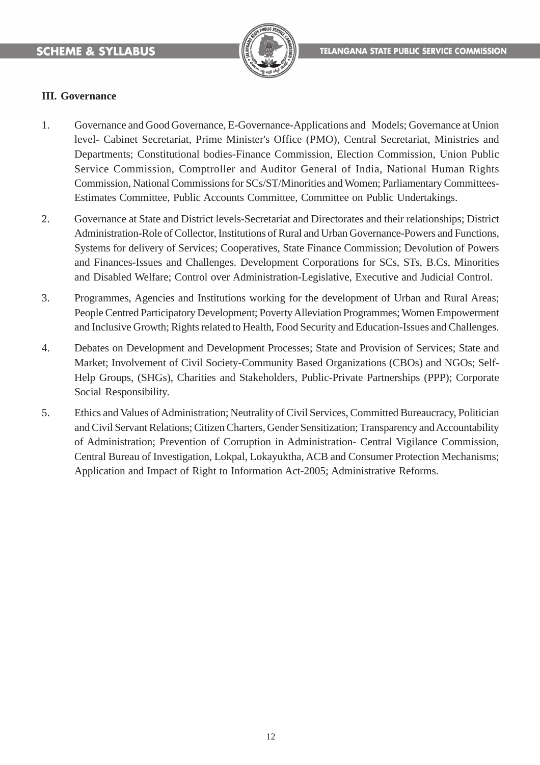### III. Governance

1. Governance and Good Governance, E-Governance-Applications and Models; Governance at Union level- Cabinet Secretariat, Prime Minister's Office (PMO), Central Secretariat, Ministries and Departments; Constitutional bodies-Finance Commission, Election Commission, Union Public Service Commission, Comptroller and Auditor General of India, National Human Rights Commission, National Commissions for SCs/ST/Minorities and Women; Parliamentary Committees-Estimates Committee, Public Accounts Committee, Committee on Public Undertakings.

2. Governance at State and District levels-Secretariat and Directorates and their relationships; District Administration-Role of Collector, Institutions of Rural and Urban Governance-Powers and Functions, Systems for delivery of Services; Cooperatives, State Finance Commission; Devolution of Powers and Finances-Issues and Challenges. Development Corporations for SCs, STs, B.Cs, Minorities and Disabled Welfare; Control over Administration-Legislative, Executive and Judicial Control.

3. Programmes, Agencies and Institutions working for the development of Urban and Rural Areas; People Centred Participatory Development; Poverty Alleviation Programmes; Women Empowerment and Inclusive Growth; Rights related to Health, Food Security and Education-Issues and Challenges.

4. Debates on Development and Development Processes; State and Provision of Services; State and Market; Involvement of Civil Society-Community Based Organizations (CBOs) and NGOs; Self-Help Groups, (SHGs), Charities and Stakeholders, Public-Private Partnerships (PPP); Corporate Social Responsibility.

5. Ethics and Values of Administration; Neutrality of Civil Services, Committed Bureaucracy, Politician and Civil Servant Relations; Citizen Charters, Gender Sensitization; Transparency and Accountability of Administration; Prevention of Corruption in Administration- Central Vigilance Commission, Central Bureau of Investigation, Lokpal, Lokayuktha, ACB and Consumer Protection Mechanisms; Application and Impact of Right to Information Act-2005; Administrative Reforms.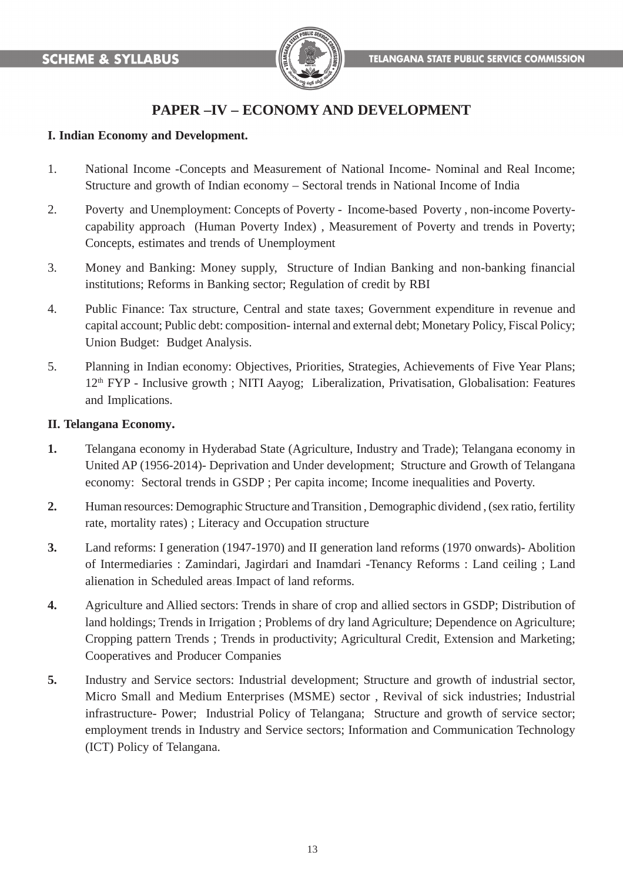## PAPER –IV – ECONOMY AND DEVELOPMENT

**I. Indian Economy and Development.**

1. National Income -Concepts and Measurement of National Income- Nominal and Real Income; Structure and growth of Indian economy – Sectoral trends in National Income of India

2. Poverty and Unemployment: Concepts of Poverty - Income-based Poverty , non-income Poverty- capability approach (Human Poverty Index) , Measurement of Poverty and trends in Poverty; Concepts, estimates and trends of Unemployment

3. Money and Banking: Money supply, Structure of Indian Banking and non-banking financial institutions; Reforms in Banking sector; Regulation of credit by RBI

4. Public Finance: Tax structure, Central and state taxes; Government expenditure in revenue and capital account; Public debt: composition- internal and external debt; Monetary Policy, Fiscal Policy; Union Budget: Budget Analysis.

5. Planning in Indian economy: Objectives, Priorities, Strategies, Achievements of Five Year Plans; 12th FYP - Inclusive growth ; NITI Aayog; Liberalization, Privatisation, Globalisation: Features and Implications.

**II. Telangana Economy.**

**1.** Telangana economy in Hyderabad State (Agriculture, Industry and Trade); Telangana economy in United AP (1956-2014)- Deprivation and Under development; Structure and Growth of Telangana economy: Sectoral trends in GSDP ; Per capita income; Income inequalities and Poverty.

**2.** Human resources: Demographic Structure and Transition , Demographic dividend , (sex ratio, fertility rate, mortality rates) ; Literacy and Occupation structure

**3.** Land reforms: I generation (1947-1970) and II generation land reforms (1970 onwards)- Abolition of Intermediaries : Zamindari, Jagirdari and Inamdari -Tenancy Reforms : Land ceiling ; Land alienation in Scheduled areas. Impact of land reforms.

**4.** Agriculture and Allied sectors: Trends in share of crop and allied sectors in GSDP; Distribution of land holdings; Trends in Irrigation ; Problems of dry land Agriculture; Dependence on Agriculture; Cropping pattern Trends ; Trends in productivity; Agricultural Credit, Extension and Marketing; Cooperatives and Producer Companies

**5.** Industry and Service sectors: Industrial development; Structure and growth of industrial sector, Micro Small and Medium Enterprises (MSME) sector , Revival of sick industries; Industrial infrastructure- Power; Industrial Policy of Telangana; Structure and growth of service sector; employment trends in Industry and Service sectors; Information and Communication Technology (ICT) Policy of Telangana.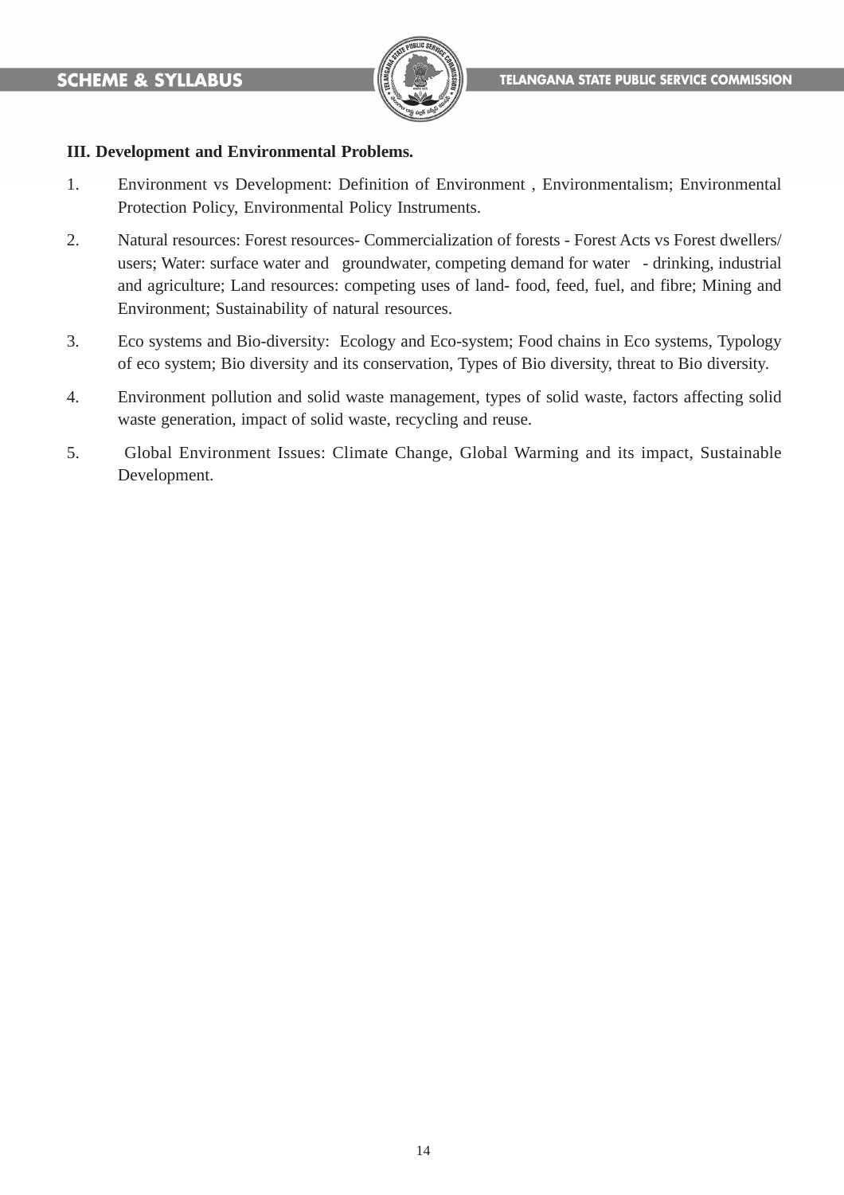**III. Development and Environmental Problems.**

1. Environment vs Development: Definition of Environment , Environmentalism; Environmental Protection Policy, Environmental Policy Instruments.
2. Natural resources: Forest resources- Commercialization of forests - Forest Acts vs Forest dwellers/ users; Water: surface water and groundwater, competing demand for water - drinking, industrial and agriculture; Land resources: competing uses of land- food, feed, fuel, and fibre; Mining and Environment; Sustainability of natural resources.
3. Eco systems and Bio-diversity: Ecology and Eco-system; Food chains in Eco systems, Typology of eco system; Bio diversity and its conservation, Types of Bio diversity, threat to Bio diversity.
4. Environment pollution and solid waste management, types of solid waste, factors affecting solid waste generation, impact of solid waste, recycling and reuse.
5. Global Environment Issues: Climate Change, Global Warming and its impact, Sustainable Development.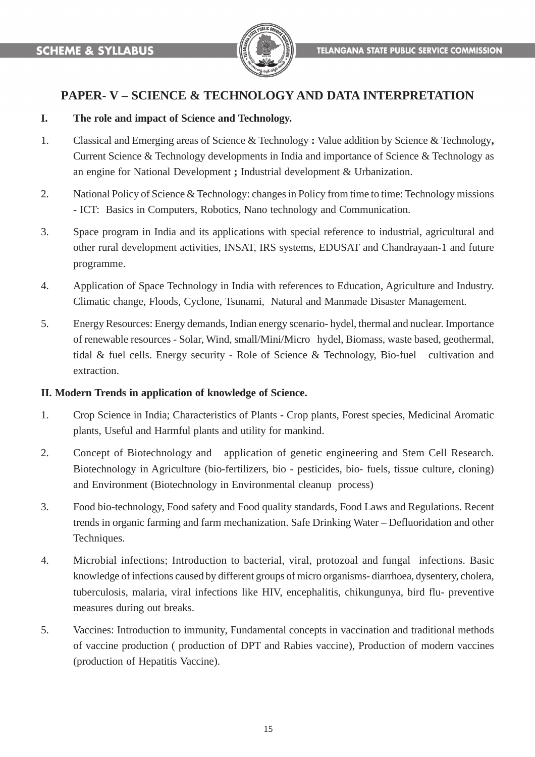## PAPER- V – SCIENCE & TECHNOLOGY AND DATA INTERPRETATION

**I. The role and impact of Science and Technology.**

1. Classical and Emerging areas of Science & Technology **:** Value addition by Science & Technology**,** Current Science & Technology developments in India and importance of Science & Technology as an engine for National Development **;** Industrial development & Urbanization.

2. National Policy of Science & Technology: changes in Policy from time to time: Technology missions - ICT: Basics in Computers, Robotics, Nano technology and Communication.

3. Space program in India and its applications with special reference to industrial, agricultural and other rural development activities, INSAT, IRS systems, EDUSAT and Chandrayaan-1 and future programme.

4. Application of Space Technology in India with references to Education, Agriculture and Industry. Climatic change, Floods, Cyclone, Tsunami, Natural and Manmade Disaster Management.

5. Energy Resources: Energy demands, Indian energy scenario- hydel, thermal and nuclear. Importance of renewable resources - Solar, Wind, small/Mini/Micro hydel, Biomass, waste based, geothermal, tidal & fuel cells. Energy security - Role of Science & Technology, Bio-fuel cultivation and extraction.

**II. Modern Trends in application of knowledge of Science.**

1. Crop Science in India; Characteristics of Plants - Crop plants, Forest species, Medicinal Aromatic plants, Useful and Harmful plants and utility for mankind.

2. Concept of Biotechnology and application of genetic engineering and Stem Cell Research. Biotechnology in Agriculture (bio-fertilizers, bio - pesticides, bio- fuels, tissue culture, cloning) and Environment (Biotechnology in Environmental cleanup process)

3. Food bio-technology, Food safety and Food quality standards, Food Laws and Regulations. Recent trends in organic farming and farm mechanization. Safe Drinking Water – Defluoridation and other Techniques.

4. Microbial infections; Introduction to bacterial, viral, protozoal and fungal infections. Basic knowledge of infections caused by different groups of micro organisms- diarrhoea, dysentery, cholera, tuberculosis, malaria, viral infections like HIV, encephalitis, chikungunya, bird flu- preventive measures during out breaks.

5. Vaccines: Introduction to immunity, Fundamental concepts in vaccination and traditional methods of vaccine production ( production of DPT and Rabies vaccine), Production of modern vaccines (production of Hepatitis Vaccine).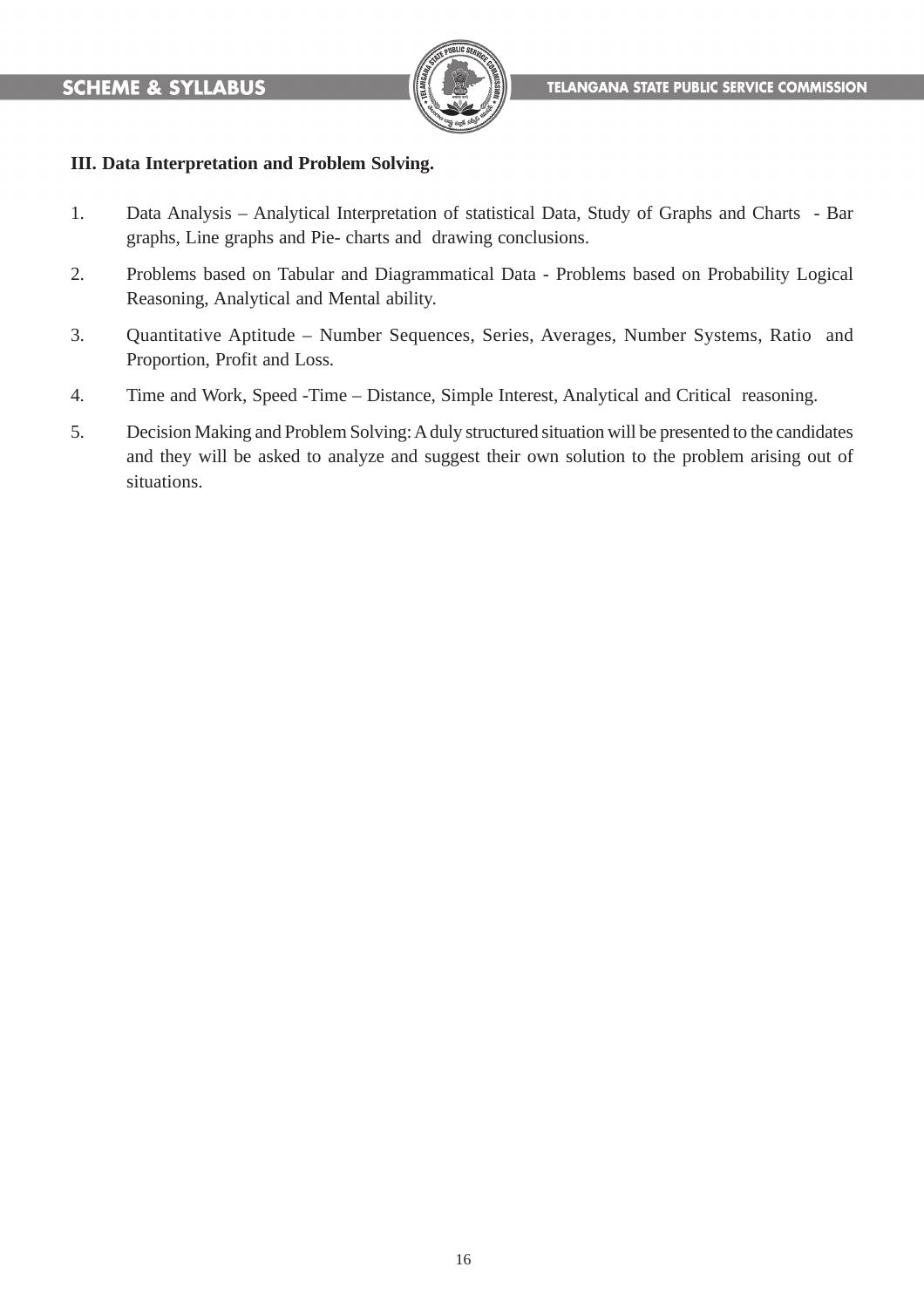### III. Data Interpretation and Problem Solving.

1. Data Analysis – Analytical Interpretation of statistical Data, Study of Graphs and Charts - Bar graphs, Line graphs and Pie- charts and drawing conclusions.

2. Problems based on Tabular and Diagrammatical Data - Problems based on Probability Logical Reasoning, Analytical and Mental ability.

3. Quantitative Aptitude – Number Sequences, Series, Averages, Number Systems, Ratio and Proportion, Profit and Loss.

4. Time and Work, Speed -Time – Distance, Simple Interest, Analytical and Critical reasoning.

5. Decision Making and Problem Solving: A duly structured situation will be presented to the candidates and they will be asked to analyze and suggest their own solution to the problem arising out of situations.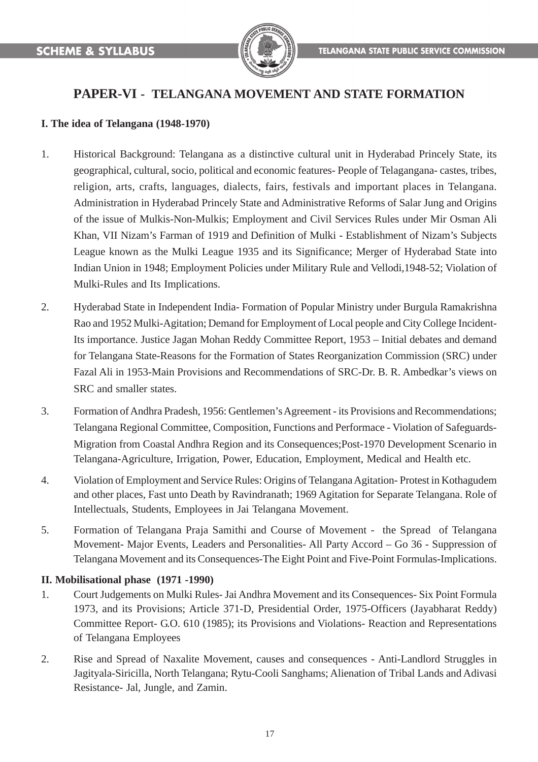# PAPER-VI - TELANGANA MOVEMENT AND STATE FORMATION

**I. The idea of Telangana (1948-1970)**

1. Historical Background: Telangana as a distinctive cultural unit in Hyderabad Princely State, its geographical, cultural, socio, political and economic features- People of Telagangana- castes, tribes, religion, arts, crafts, languages, dialects, fairs, festivals and important places in Telangana. Administration in Hyderabad Princely State and Administrative Reforms of Salar Jung and Origins of the issue of Mulkis-Non-Mulkis; Employment and Civil Services Rules under Mir Osman Ali Khan, VII Nizam's Farman of 1919 and Definition of Mulki - Establishment of Nizam's Subjects League known as the Mulki League 1935 and its Significance; Merger of Hyderabad State into Indian Union in 1948; Employment Policies under Military Rule and Vellodi,1948-52; Violation of Mulki-Rules and Its Implications.

2. Hyderabad State in Independent India- Formation of Popular Ministry under Burgula Ramakrishna Rao and 1952 Mulki-Agitation; Demand for Employment of Local people and City College Incident-Its importance. Justice Jagan Mohan Reddy Committee Report, 1953 – Initial debates and demand for Telangana State-Reasons for the Formation of States Reorganization Commission (SRC) under Fazal Ali in 1953-Main Provisions and Recommendations of SRC-Dr. B. R. Ambedkar's views on SRC and smaller states.

3. Formation of Andhra Pradesh, 1956: Gentlemen's Agreement - its Provisions and Recommendations; Telangana Regional Committee, Composition, Functions and Performace - Violation of Safeguards-Migration from Coastal Andhra Region and its Consequences;Post-1970 Development Scenario in Telangana-Agriculture, Irrigation, Power, Education, Employment, Medical and Health etc.

4. Violation of Employment and Service Rules: Origins of Telangana Agitation- Protest in Kothagudem and other places, Fast unto Death by Ravindranath; 1969 Agitation for Separate Telangana. Role of Intellectuals, Students, Employees in Jai Telangana Movement.

5. Formation of Telangana Praja Samithi and Course of Movement - the Spread of Telangana Movement- Major Events, Leaders and Personalities- All Party Accord – Go 36 - Suppression of Telangana Movement and its Consequences-The Eight Point and Five-Point Formulas-Implications.

**II. Mobilisational phase (1971 -1990)**

1. Court Judgements on Mulki Rules- Jai Andhra Movement and its Consequences- Six Point Formula 1973, and its Provisions; Article 371-D, Presidential Order, 1975-Officers (Jayabharat Reddy) Committee Report- G.O. 610 (1985); its Provisions and Violations- Reaction and Representations of Telangana Employees

2. Rise and Spread of Naxalite Movement, causes and consequences - Anti-Landlord Struggles in Jagityala-Siricilla, North Telangana; Rytu-Cooli Sanghams; Alienation of Tribal Lands and Adivasi Resistance- Jal, Jungle, and Zamin.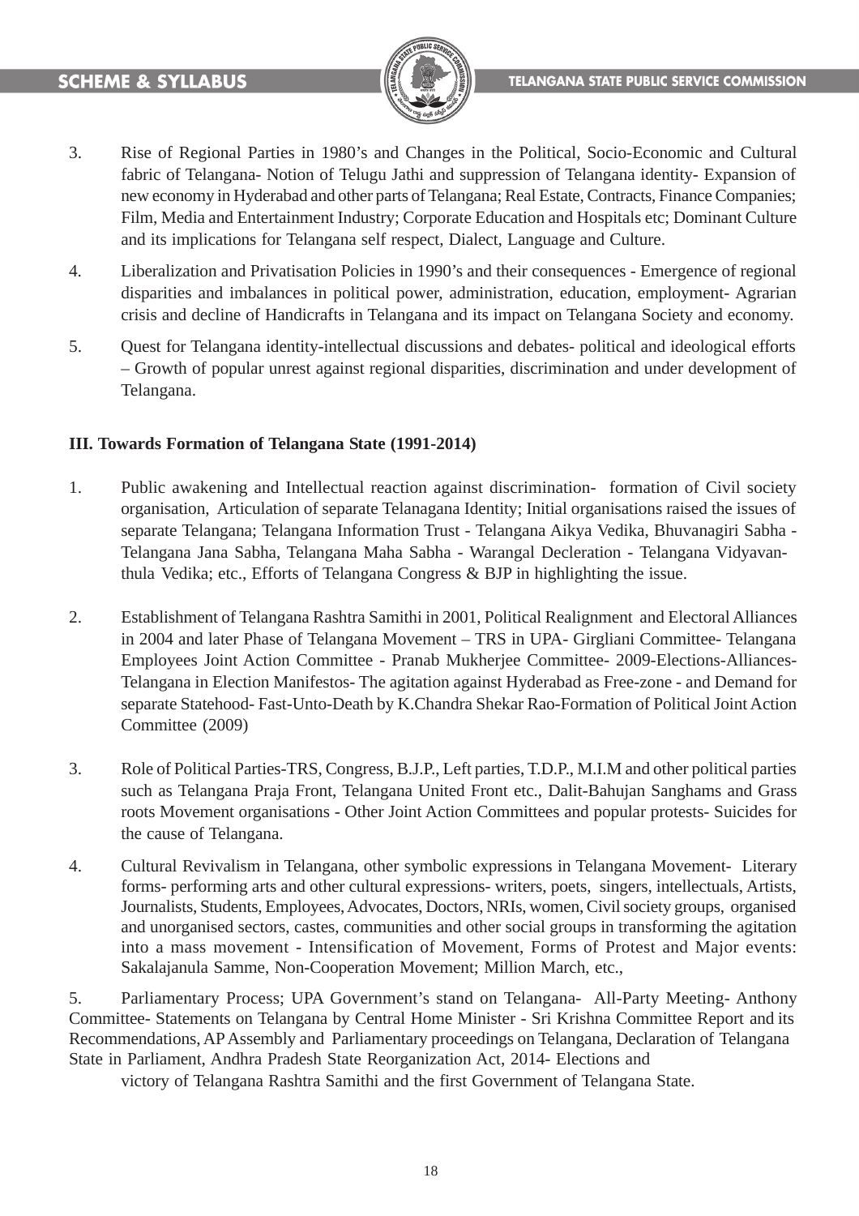3. Rise of Regional Parties in 1980's and Changes in the Political, Socio-Economic and Cultural fabric of Telangana- Notion of Telugu Jathi and suppression of Telangana identity- Expansion of new economy in Hyderabad and other parts of Telangana; Real Estate, Contracts, Finance Companies; Film, Media and Entertainment Industry; Corporate Education and Hospitals etc; Dominant Culture and its implications for Telangana self respect, Dialect, Language and Culture.

4. Liberalization and Privatisation Policies in 1990's and their consequences - Emergence of regional disparities and imbalances in political power, administration, education, employment- Agrarian crisis and decline of Handicrafts in Telangana and its impact on Telangana Society and economy.

5. Quest for Telangana identity-intellectual discussions and debates- political and ideological efforts – Growth of popular unrest against regional disparities, discrimination and under development of Telangana.

**III. Towards Formation of Telangana State (1991-2014)**

1. Public awakening and Intellectual reaction against discrimination- formation of Civil society organisation, Articulation of separate Telanagana Identity; Initial organisations raised the issues of separate Telangana; Telangana Information Trust - Telangana Aikya Vedika, Bhuvanagiri Sabha - Telangana Jana Sabha, Telangana Maha Sabha - Warangal Decleration - Telangana Vidyavan-thula Vedika; etc., Efforts of Telangana Congress & BJP in highlighting the issue.

2. Establishment of Telangana Rashtra Samithi in 2001, Political Realignment and Electoral Alliances in 2004 and later Phase of Telangana Movement – TRS in UPA- Girgliani Committee- Telangana Employees Joint Action Committee - Pranab Mukherjee Committee- 2009-Elections-Alliances-Telangana in Election Manifestos- The agitation against Hyderabad as Free-zone - and Demand for separate Statehood- Fast-Unto-Death by K.Chandra Shekar Rao-Formation of Political Joint Action Committee (2009)

3. Role of Political Parties-TRS, Congress, B.J.P., Left parties, T.D.P., M.I.M and other political parties such as Telangana Praja Front, Telangana United Front etc., Dalit-Bahujan Sanghams and Grass roots Movement organisations - Other Joint Action Committees and popular protests- Suicides for the cause of Telangana.

4. Cultural Revivalism in Telangana, other symbolic expressions in Telangana Movement- Literary forms- performing arts and other cultural expressions- writers, poets, singers, intellectuals, Artists, Journalists, Students, Employees, Advocates, Doctors, NRIs, women, Civil society groups, organised and unorganised sectors, castes, communities and other social groups in transforming the agitation into a mass movement - Intensification of Movement, Forms of Protest and Major events: Sakalajanula Samme, Non-Cooperation Movement; Million March, etc.,

5. Parliamentary Process; UPA Government's stand on Telangana- All-Party Meeting- Anthony Committee- Statements on Telangana by Central Home Minister - Sri Krishna Committee Report and its Recommendations, AP Assembly and Parliamentary proceedings on Telangana, Declaration of Telangana State in Parliament, Andhra Pradesh State Reorganization Act, 2014- Elections and victory of Telangana Rashtra Samithi and the first Government of Telangana State.